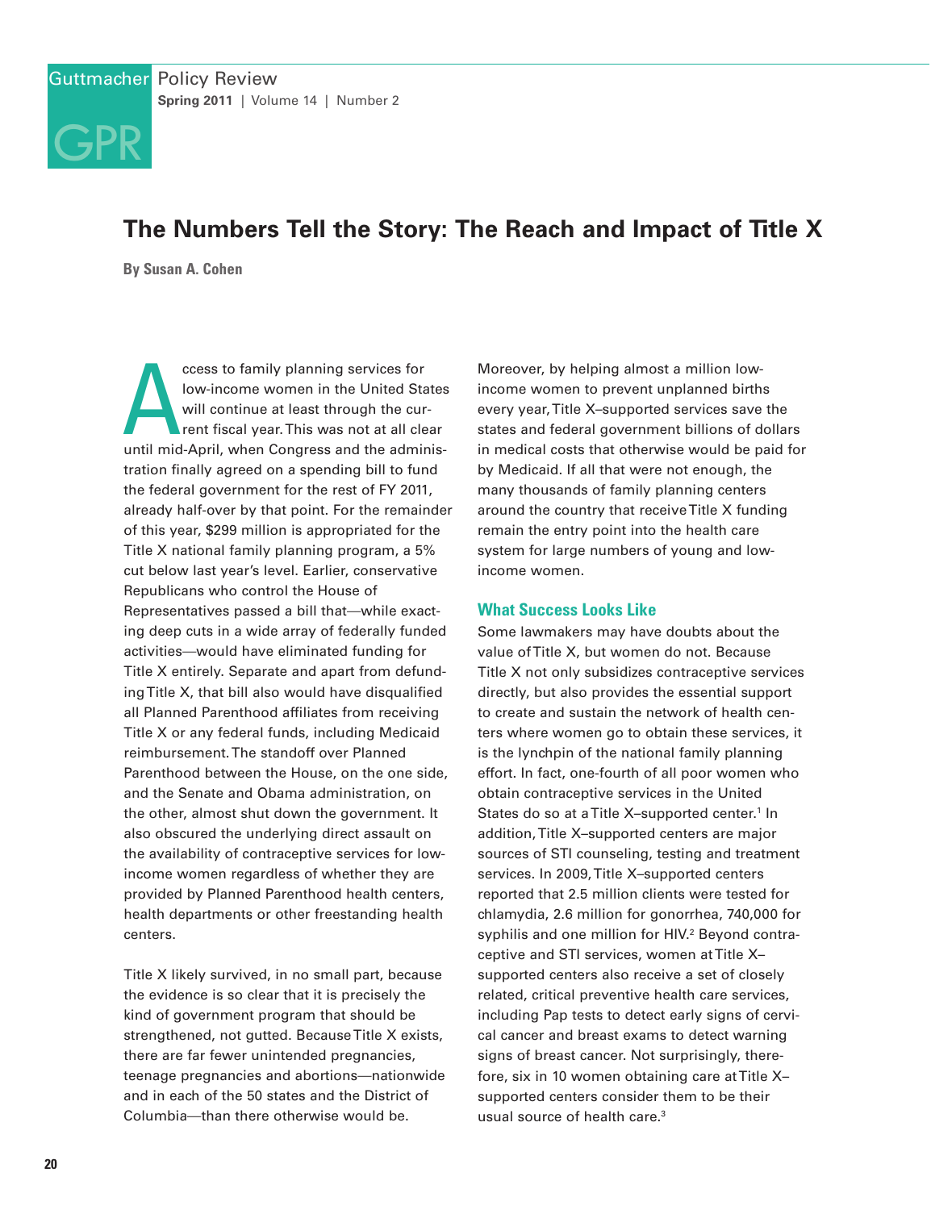# The Numbers Tell the Story: The Reach and Impact of Title X

**By Susan A. Cohen**

Access to family planning services for low-income women in the United States will continue at least through the current fiscal year. This was not at all clear until mid-April, when Congress and the administration finally agreed on a spending bill to fund the federal government for the rest of FY 2011, already half-over by that point. For the remainder of this year, $299 million is appropriated for the Title X national family planning program, a 5% cut below last year's level. Earlier, conservative Republicans who control the House of Representatives passed a bill that—while exacting deep cuts in a wide array of federally funded activities—would have eliminated funding for Title X entirely. Separate and apart from defunding Title X, that bill also would have disqualified all Planned Parenthood affiliates from receiving Title X or any federal funds, including Medicaid reimbursement. The standoff over Planned Parenthood between the House, on the one side, and the Senate and Obama administration, on the other, almost shut down the government. It also obscured the underlying direct assault on the availability of contraceptive services for low-income women regardless of whether they are provided by Planned Parenthood health centers, health departments or other freestanding health centers.

Title X likely survived, in no small part, because the evidence is so clear that it is precisely the kind of government program that should be strengthened, not gutted. Because Title X exists, there are far fewer unintended pregnancies, teenage pregnancies and abortions—nationwide and in each of the 50 states and the District of Columbia—than there otherwise would be. Moreover, by helping almost a million low-income women to prevent unplanned births every year, Title X–supported services save the states and federal government billions of dollars in medical costs that otherwise would be paid for by Medicaid. If all that were not enough, the many thousands of family planning centers around the country that receive Title X funding remain the entry point into the health care system for large numbers of young and low-income women.

## What Success Looks Like

Some lawmakers may have doubts about the value of Title X, but women do not. Because Title X not only subsidizes contraceptive services directly, but also provides the essential support to create and sustain the network of health centers where women go to obtain these services, it is the lynchpin of the national family planning effort. In fact, one-fourth of all poor women who obtain contraceptive services in the United States do so at a Title X–supported center.[1] In addition, Title X–supported centers are major sources of STI counseling, testing and treatment services. In 2009, Title X–supported centers reported that 2.5 million clients were tested for chlamydia, 2.6 million for gonorrhea, 740,000 for syphilis and one million for HIV.[2] Beyond contraceptive and STI services, women at Title X–supported centers also receive a set of closely related, critical preventive health care services, including Pap tests to detect early signs of cervical cancer and breast exams to detect warning signs of breast cancer. Not surprisingly, therefore, six in 10 women obtaining care at Title X–supported centers consider them to be their usual source of health care.[3]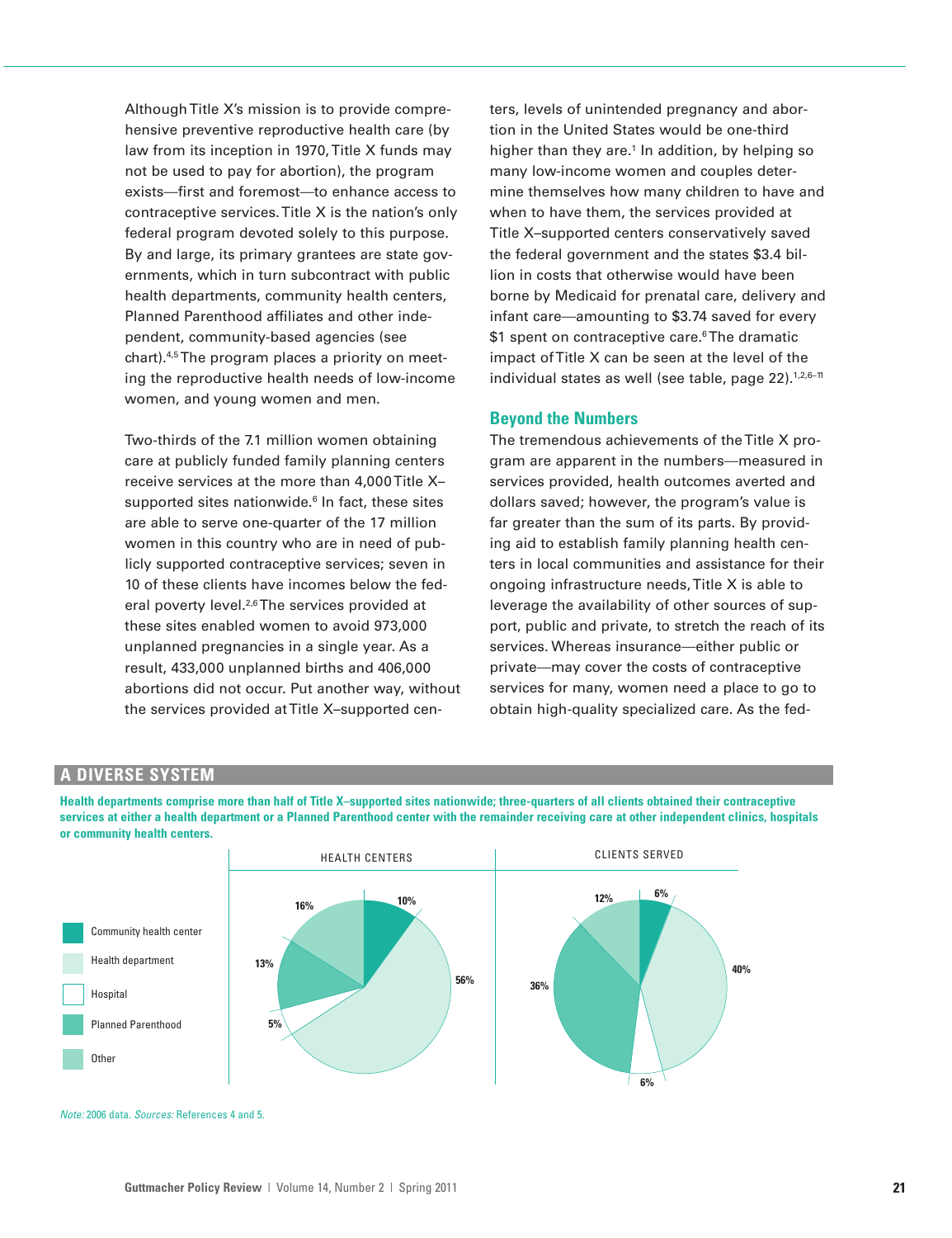Although Title X's mission is to provide comprehensive preventive reproductive health care (by law from its inception in 1970, Title X funds may not be used to pay for abortion), the program exists—first and foremost—to enhance access to contraceptive services. Title X is the nation's only federal program devoted solely to this purpose. By and large, its primary grantees are state governments, which in turn subcontract with public health departments, community health centers, Planned Parenthood affiliates and other independent, community-based agencies (see chart).[4,5] The program places a priority on meeting the reproductive health needs of low-income women, and young women and men.

Two-thirds of the 7.1 million women obtaining care at publicly funded family planning centers receive services at the more than 4,000 Title X–supported sites nationwide.[6] In fact, these sites are able to serve one-quarter of the 17 million women in this country who are in need of publicly supported contraceptive services; seven in 10 of these clients have incomes below the federal poverty level.[2,6] The services provided at these sites enabled women to avoid 973,000 unplanned pregnancies in a single year. As a result, 433,000 unplanned births and 406,000 abortions did not occur. Put another way, without the services provided at Title X–supported centers, levels of unintended pregnancy and abortion in the United States would be one-third higher than they are.[1] In addition, by helping so many low-income women and couples determine themselves how many children to have and when to have them, the services provided at Title X–supported centers conservatively saved the federal government and the states $3.4 billion in costs that otherwise would have been borne by Medicaid for prenatal care, delivery and infant care—amounting to $3.74 saved for every $1 spent on contraceptive care.[6] The dramatic impact of Title X can be seen at the level of the individual states as well (see table, page 22).[1,2,6–11]

## Beyond the Numbers

The tremendous achievements of the Title X program are apparent in the numbers—measured in services provided, health outcomes averted and dollars saved; however, the program's value is far greater than the sum of its parts. By providing aid to establish family planning health centers in local communities and assistance for their ongoing infrastructure needs, Title X is able to leverage the availability of other sources of support, public and private, to stretch the reach of its services. Whereas insurance—either public or private—may cover the costs of contraceptive services for many, women need a place to go to obtain high-quality specialized care. As the fed-

## A DIVERSE SYSTEM

**Health departments comprise more than half of Title X–supported sites nationwide; three-quarters of all clients obtained their contraceptive services at either a health department or a Planned Parenthood center with the remainder receiving care at other independent clinics, hospitals or community health centers.**

| | Health centers | Clients served |
|---|---|---|
| Community health center | 10% | 6% |
| Health department | 56% | 40% |
| Hospital | 5% | 6% |
| Planned Parenthood | 13% | 36% |
| Other | 16% | 12% |

*Note:* 2006 data. *Sources:* References 4 and 5.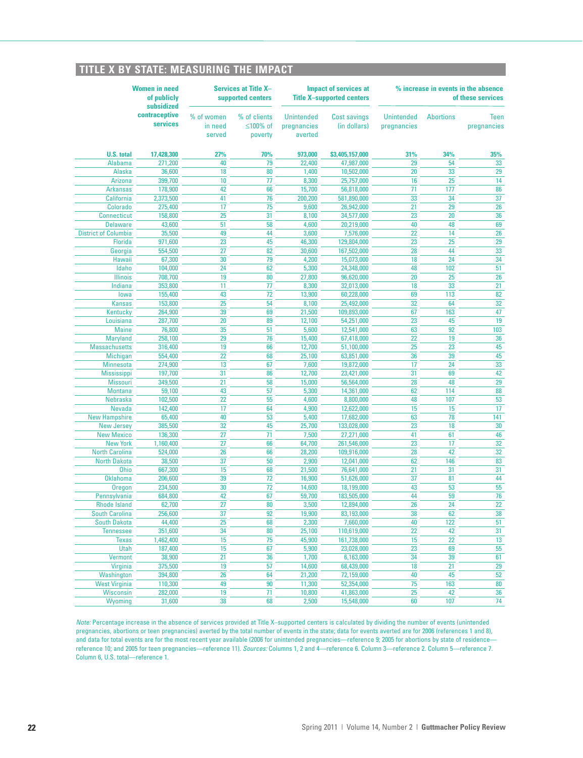## TITLE X BY STATE: MEASURING THE IMPACT

| | Women in need of publicly subsidized contraceptive services | Services at Title X–supported centers | | Impact of services at Title X–supported centers | | % increase in events in the absence of these services | | |
|---|---|---|---|---|---|---|---|---|
| | | % of women in need served | % of clients ≤100% of poverty | Unintended pregnancies averted | Cost savings (in dollars) | Unintended pregnancies | Abortions | Teen pregnancies |
| **U.S. total** | **17,428,300** | **27%** | **70%** | **973,000** | **$3,405,157,000** | **31%** | **34%** | **35%** |
| Alabama | 271,200 | 40 | 79 | 22,400 | 47,987,000 | 29 | 54 | 33 |
| Alaska | 36,600 | 18 | 80 | 1,400 | 10,502,000 | 20 | 33 | 29 |
| Arizona | 399,700 | 10 | 77 | 8,300 | 25,757,000 | 16 | 25 | 14 |
| Arkansas | 178,900 | 42 | 66 | 15,700 | 56,818,000 | 71 | 177 | 86 |
| California | 2,373,500 | 41 | 76 | 200,200 | 581,890,000 | 33 | 34 | 37 |
| Colorado | 275,400 | 17 | 75 | 9,600 | 26,942,000 | 21 | 29 | 26 |
| Connecticut | 158,800 | 25 | 31 | 8,100 | 34,577,000 | 23 | 20 | 36 |
| Delaware | 43,600 | 51 | 58 | 4,600 | 20,219,000 | 40 | 48 | 69 |
| District of Columbia | 35,500 | 49 | 44 | 3,600 | 7,576,000 | 22 | 14 | 26 |
| Florida | 971,600 | 23 | 45 | 46,300 | 129,804,000 | 23 | 25 | 29 |
| Georgia | 554,500 | 27 | 82 | 30,600 | 167,502,000 | 28 | 44 | 33 |
| Hawaii | 67,300 | 30 | 79 | 4,200 | 15,073,000 | 18 | 24 | 34 |
| Idaho | 104,000 | 24 | 62 | 5,300 | 24,348,000 | 48 | 102 | 51 |
| Illinois | 708,700 | 19 | 80 | 27,800 | 96,620,000 | 20 | 25 | 26 |
| Indiana | 353,800 | 11 | 77 | 8,300 | 32,013,000 | 18 | 33 | 21 |
| Iowa | 155,400 | 43 | 72 | 13,900 | 60,228,000 | 69 | 113 | 82 |
| Kansas | 153,800 | 25 | 54 | 8,100 | 25,492,000 | 32 | 64 | 32 |
| Kentucky | 264,900 | 39 | 69 | 21,500 | 109,893,000 | 67 | 163 | 47 |
| Louisiana | 287,700 | 20 | 89 | 12,100 | 54,251,000 | 23 | 45 | 19 |
| Maine | 76,800 | 35 | 51 | 5,600 | 12,541,000 | 63 | 92 | 103 |
| Maryland | 258,100 | 29 | 76 | 15,400 | 67,418,000 | 22 | 19 | 36 |
| Massachusetts | 316,400 | 19 | 66 | 12,700 | 51,100,000 | 25 | 23 | 45 |
| Michigan | 554,400 | 22 | 68 | 25,100 | 63,851,000 | 36 | 39 | 45 |
| Minnesota | 274,900 | 13 | 67 | 7,600 | 19,872,000 | 17 | 24 | 33 |
| Mississippi | 197,700 | 31 | 86 | 12,700 | 23,421,000 | 31 | 69 | 42 |
| Missouri | 349,500 | 21 | 58 | 15,000 | 56,564,000 | 28 | 48 | 29 |
| Montana | 59,100 | 43 | 57 | 5,300 | 14,361,000 | 62 | 114 | 88 |
| Nebraska | 102,500 | 22 | 55 | 4,600 | 8,800,000 | 48 | 107 | 53 |
| Nevada | 142,400 | 17 | 64 | 4,900 | 12,622,000 | 15 | 15 | 17 |
| New Hampshire | 65,400 | 40 | 53 | 5,400 | 17,682,000 | 63 | 78 | 141 |
| New Jersey | 385,500 | 32 | 45 | 25,700 | 133,028,000 | 23 | 18 | 30 |
| New Mexico | 136,300 | 27 | 71 | 7,500 | 27,271,000 | 41 | 61 | 46 |
| New York | 1,160,400 | 27 | 66 | 64,700 | 261,546,000 | 23 | 17 | 32 |
| North Carolina | 524,000 | 26 | 66 | 28,200 | 109,916,000 | 28 | 42 | 32 |
| North Dakota | 38,500 | 37 | 50 | 2,900 | 12,041,000 | 62 | 146 | 83 |
| Ohio | 667,300 | 15 | 68 | 21,500 | 76,641,000 | 21 | 31 | 31 |
| Oklahoma | 206,600 | 39 | 72 | 16,900 | 51,626,000 | 37 | 81 | 44 |
| Oregon | 234,500 | 30 | 72 | 14,600 | 18,199,000 | 43 | 53 | 55 |
| Pennsylvania | 684,800 | 42 | 67 | 59,700 | 183,505,000 | 44 | 59 | 76 |
| Rhode Island | 62,700 | 27 | 80 | 3,500 | 12,894,000 | 26 | 24 | 22 |
| South Carolina | 256,600 | 37 | 92 | 19,900 | 83,193,000 | 38 | 62 | 38 |
| South Dakota | 44,400 | 25 | 68 | 2,300 | 7,660,000 | 40 | 122 | 51 |
| Tennessee | 351,600 | 34 | 80 | 25,100 | 110,619,000 | 22 | 42 | 31 |
| Texas | 1,462,400 | 15 | 75 | 45,900 | 161,738,000 | 15 | 22 | 13 |
| Utah | 187,400 | 15 | 67 | 5,900 | 23,028,000 | 23 | 69 | 55 |
| Vermont | 38,900 | 21 | 36 | 1,700 | 6,163,000 | 34 | 39 | 61 |
| Virginia | 375,500 | 19 | 57 | 14,600 | 68,439,000 | 18 | 21 | 29 |
| Washington | 394,800 | 26 | 64 | 21,200 | 72,159,000 | 40 | 45 | 52 |
| West Virginia | 110,300 | 49 | 90 | 11,300 | 52,354,000 | 75 | 163 | 80 |
| Wisconsin | 282,000 | 19 | 71 | 10,800 | 41,863,000 | 25 | 42 | 36 |
| Wyoming | 31,600 | 38 | 68 | 2,500 | 15,548,000 | 60 | 107 | 74 |

*Note:* Percentage increase in the absence of services provided at Title X–supported centers is calculated by dividing the number of events (unintended pregnancies, abortions or teen pregnancies) averted by the total number of events in the state; data for events averted are for 2006 (references 1 and 8), and data for total events are for the most recent year available (2006 for unintended pregnancies—reference 9; 2005 for abortions by state of residence—reference 10; and 2005 for teen pregnancies—reference 11). *Sources:* Columns 1, 2 and 4—reference 6. Column 3—reference 2. Column 5—reference 7. Column 6, U.S. total—reference 1.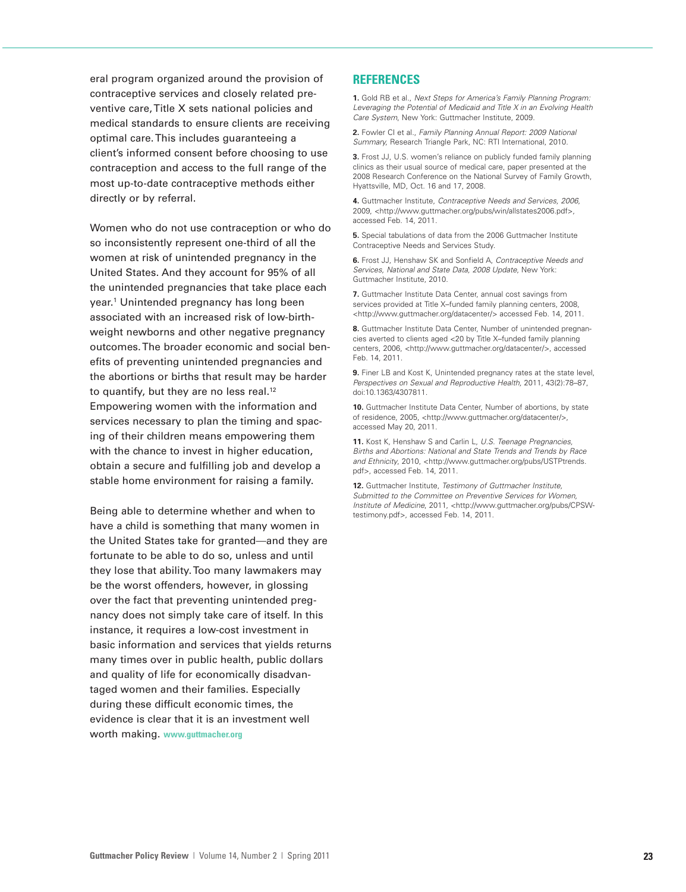eral program organized around the provision of contraceptive services and closely related preventive care, Title X sets national policies and medical standards to ensure clients are receiving optimal care. This includes guaranteeing a client's informed consent before choosing to use contraception and access to the full range of the most up-to-date contraceptive methods either directly or by referral.

Women who do not use contraception or who do so inconsistently represent one-third of all the women at risk of unintended pregnancy in the United States. And they account for 95% of all the unintended pregnancies that take place each year.[1] Unintended pregnancy has long been associated with an increased risk of low-birth-weight newborns and other negative pregnancy outcomes. The broader economic and social benefits of preventing unintended pregnancies and the abortions or births that result may be harder to quantify, but they are no less real.[12] Empowering women with the information and services necessary to plan the timing and spacing of their children means empowering them with the chance to invest in higher education, obtain a secure and fulfilling job and develop a stable home environment for raising a family.

Being able to determine whether and when to have a child is something that many women in the United States take for granted—and they are fortunate to be able to do so, unless and until they lose that ability. Too many lawmakers may be the worst offenders, however, in glossing over the fact that preventing unintended pregnancy does not simply take care of itself. In this instance, it requires a low-cost investment in basic information and services that yields returns many times over in public health, public dollars and quality of life for economically disadvantaged women and their families. Especially during these difficult economic times, the evidence is clear that it is an investment well worth making. **www.guttmacher.org**

## REFERENCES

**1.** Gold RB et al., *Next Steps for America's Family Planning Program: Leveraging the Potential of Medicaid and Title X in an Evolving Health Care System*, New York: Guttmacher Institute, 2009.

**2.** Fowler CI et al., *Family Planning Annual Report: 2009 National Summary*, Research Triangle Park, NC: RTI International, 2010.

**3.** Frost JJ, U.S. women's reliance on publicly funded family planning clinics as their usual source of medical care, paper presented at the 2008 Research Conference on the National Survey of Family Growth, Hyattsville, MD, Oct. 16 and 17, 2008.

**4.** Guttmacher Institute, *Contraceptive Needs and Services, 2006*, 2009, <http://www.guttmacher.org/pubs/win/allstates2006.pdf>, accessed Feb. 14, 2011.

**5.** Special tabulations of data from the 2006 Guttmacher Institute Contraceptive Needs and Services Study.

**6.** Frost JJ, Henshaw SK and Sonfield A, *Contraceptive Needs and Services, National and State Data, 2008 Update*, New York: Guttmacher Institute, 2010.

**7.** Guttmacher Institute Data Center, annual cost savings from services provided at Title X–funded family planning centers, 2008, <http://www.guttmacher.org/datacenter/> accessed Feb. 14, 2011.

**8.** Guttmacher Institute Data Center, Number of unintended pregnancies averted to clients aged <20 by Title X–funded family planning centers, 2006, <http://www.guttmacher.org/datacenter/>, accessed Feb. 14, 2011.

**9.** Finer LB and Kost K, Unintended pregnancy rates at the state level, *Perspectives on Sexual and Reproductive Health*, 2011, 43(2):78–87, doi:10.1363/4307811.

**10.** Guttmacher Institute Data Center, Number of abortions, by state of residence, 2005, <http://www.guttmacher.org/datacenter/>, accessed May 20, 2011.

**11.** Kost K, Henshaw S and Carlin L, *U.S. Teenage Pregnancies, Births and Abortions: National and State Trends and Trends by Race and Ethnicity*, 2010, <http://www.guttmacher.org/pubs/USTPtrends.pdf>, accessed Feb. 14, 2011.

**12.** Guttmacher Institute, *Testimony of Guttmacher Institute, Submitted to the Committee on Preventive Services for Women, Institute of Medicine*, 2011, <http://www.guttmacher.org/pubs/CPSW-testimony.pdf>, accessed Feb. 14, 2011.